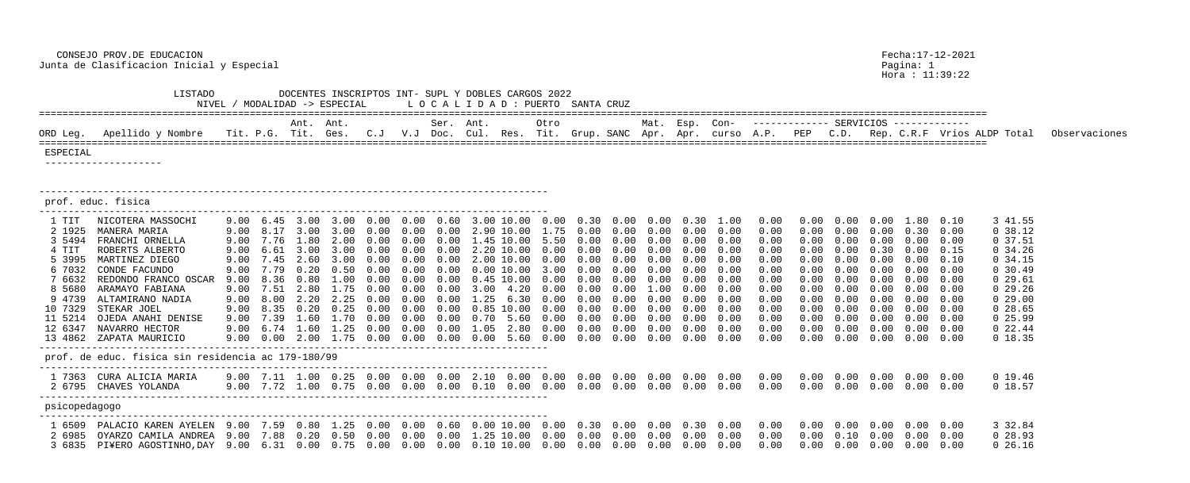CONSEJO PROV.DE EDUCACION
Junta de Clasificacion Inicial y Especial

Fecha:17-12-2021
Pagina: 1
Hora : 11:39:22

LISTADO DOCENTES INSCRIPTOS INT- SUPL Y DOBLES CARGOS 2022
NIVEL / MODALIDAD -> ESPECIAL L O C A L I D A D : PUERTO SANTA CRUZ

| ORD Leg. | Apellido y Nombre | Tit. | P.G. | Ant. Tit. | Ant. Ges. | C.J | V.J | Ser. Doc. | Ant. Cul. | Res. | Otro Tit. | Grup. | SANC | Mat. Apr. | Esp. Apr. | Con- curso | A.P. | PEP | C.D. | Rep. | C.R.F | Vrios | ALDP | Total | Observaciones |
|---|---|---|---|---|---|---|---|---|---|---|---|---|---|---|---|---|---|---|---|---|---|---|---|---|---|
| **ESPECIAL** | | | | | | | | | | | | | | | | | | | | | | | | | |
| **prof. educ. fisica** | | | | | | | | | | | | | | | | | | | | | | | | | |
| 1 TIT | NICOTERA MASSOCHI | 9.00 | 6.45 | 3.00 | 3.00 | 0.00 | 0.00 | 0.60 | 3.00 | 10.00 | 0.00 | 0.30 | 0.00 | 0.00 | 0.30 | 1.00 | 0.00 | 0.00 | 0.00 | 0.00 | 1.80 | 0.10 | 3 | 41.55 | |
| 2 1925 | MANERA MARIA | 9.00 | 8.17 | 3.00 | 3.00 | 0.00 | 0.00 | 0.00 | 2.90 | 10.00 | 1.75 | 0.00 | 0.00 | 0.00 | 0.00 | 0.00 | 0.00 | 0.00 | 0.00 | 0.00 | 0.30 | 0.00 | 0 | 38.12 | |
| 3 5494 | FRANCHI ORNELLA | 9.00 | 7.76 | 1.80 | 2.00 | 0.00 | 0.00 | 0.00 | 1.45 | 10.00 | 5.50 | 0.00 | 0.00 | 0.00 | 0.00 | 0.00 | 0.00 | 0.00 | 0.00 | 0.00 | 0.00 | 0.00 | 0 | 37.51 | |
| 4 TIT | ROBERTS ALBERTO | 9.00 | 6.61 | 3.00 | 3.00 | 0.00 | 0.00 | 0.00 | 2.20 | 10.00 | 0.00 | 0.00 | 0.00 | 0.00 | 0.00 | 0.00 | 0.00 | 0.00 | 0.00 | 0.30 | 0.00 | 0.15 | 0 | 34.26 | |
| 5 3995 | MARTINEZ DIEGO | 9.00 | 7.45 | 2.60 | 3.00 | 0.00 | 0.00 | 0.00 | 2.00 | 10.00 | 0.00 | 0.00 | 0.00 | 0.00 | 0.00 | 0.00 | 0.00 | 0.00 | 0.00 | 0.00 | 0.00 | 0.10 | 0 | 34.15 | |
| 6 7032 | CONDE FACUNDO | 9.00 | 7.79 | 0.20 | 0.50 | 0.00 | 0.00 | 0.00 | 0.00 | 10.00 | 3.00 | 0.00 | 0.00 | 0.00 | 0.00 | 0.00 | 0.00 | 0.00 | 0.00 | 0.00 | 0.00 | 0.00 | 0 | 30.49 | |
| 7 6632 | REDONDO FRANCO OSCAR | 9.00 | 8.36 | 0.80 | 1.00 | 0.00 | 0.00 | 0.00 | 0.45 | 10.00 | 0.00 | 0.00 | 0.00 | 0.00 | 0.00 | 0.00 | 0.00 | 0.00 | 0.00 | 0.00 | 0.00 | 0.00 | 0 | 29.61 | |
| 8 5680 | ARAMAYO FABIANA | 9.00 | 7.51 | 2.80 | 1.75 | 0.00 | 0.00 | 0.00 | 3.00 | 4.20 | 0.00 | 0.00 | 0.00 | 1.00 | 0.00 | 0.00 | 0.00 | 0.00 | 0.00 | 0.00 | 0.00 | 0.00 | 0 | 29.26 | |
| 9 4739 | ALTAMIRANO NADIA | 9.00 | 8.00 | 2.20 | 2.25 | 0.00 | 0.00 | 0.00 | 1.25 | 6.30 | 0.00 | 0.00 | 0.00 | 0.00 | 0.00 | 0.00 | 0.00 | 0.00 | 0.00 | 0.00 | 0.00 | 0.00 | 0 | 29.00 | |
| 10 7329 | STEKAR JOEL | 9.00 | 8.35 | 0.20 | 0.25 | 0.00 | 0.00 | 0.00 | 0.85 | 10.00 | 0.00 | 0.00 | 0.00 | 0.00 | 0.00 | 0.00 | 0.00 | 0.00 | 0.00 | 0.00 | 0.00 | 0.00 | 0 | 28.65 | |
| 11 5214 | OJEDA ANAHI DENISE | 9.00 | 7.39 | 1.60 | 1.70 | 0.00 | 0.00 | 0.00 | 0.70 | 5.60 | 0.00 | 0.00 | 0.00 | 0.00 | 0.00 | 0.00 | 0.00 | 0.00 | 0.00 | 0.00 | 0.00 | 0.00 | 0 | 25.99 | |
| 12 6347 | NAVARRO HECTOR | 9.00 | 6.74 | 1.60 | 1.25 | 0.00 | 0.00 | 0.00 | 1.05 | 2.80 | 0.00 | 0.00 | 0.00 | 0.00 | 0.00 | 0.00 | 0.00 | 0.00 | 0.00 | 0.00 | 0.00 | 0.00 | 0 | 22.44 | |
| 13 4862 | ZAPATA MAURICIO | 9.00 | 0.00 | 2.00 | 1.75 | 0.00 | 0.00 | 0.00 | 0.00 | 5.60 | 0.00 | 0.00 | 0.00 | 0.00 | 0.00 | 0.00 | 0.00 | 0.00 | 0.00 | 0.00 | 0.00 | 0.00 | 0 | 18.35 | |
| **prof. de educ. fisica sin residencia ac 179-180/99** | | | | | | | | | | | | | | | | | | | | | | | | | |
| 1 7363 | CURA ALICIA MARIA | 9.00 | 7.11 | 1.00 | 0.25 | 0.00 | 0.00 | 0.00 | 2.10 | 0.00 | 0.00 | 0.00 | 0.00 | 0.00 | 0.00 | 0.00 | 0.00 | 0.00 | 0.00 | 0.00 | 0.00 | 0.00 | 0 | 19.46 | |
| 2 6795 | CHAVES YOLANDA | 9.00 | 7.72 | 1.00 | 0.75 | 0.00 | 0.00 | 0.00 | 0.10 | 0.00 | 0.00 | 0.00 | 0.00 | 0.00 | 0.00 | 0.00 | 0.00 | 0.00 | 0.00 | 0.00 | 0.00 | 0.00 | 0 | 18.57 | |
| **psicopedagogo** | | | | | | | | | | | | | | | | | | | | | | | | | |
| 1 6509 | PALACIO KAREN AYELEN | 9.00 | 7.59 | 0.80 | 1.25 | 0.00 | 0.00 | 0.60 | 0.00 | 10.00 | 0.00 | 0.30 | 0.00 | 0.00 | 0.30 | 0.00 | 0.00 | 0.00 | 0.00 | 0.00 | 0.00 | 0.00 | 3 | 32.84 | |
| 2 6985 | OYARZO CAMILA ANDREA | 9.00 | 7.88 | 0.20 | 0.50 | 0.00 | 0.00 | 0.00 | 1.25 | 10.00 | 0.00 | 0.00 | 0.00 | 0.00 | 0.00 | 0.00 | 0.00 | 0.00 | 0.10 | 0.00 | 0.00 | 0.00 | 0 | 28.93 | |
| 3 6835 | PI¥ERO AGOSTINHO,DAY | 9.00 | 6.31 | 0.00 | 0.75 | 0.00 | 0.00 | 0.00 | 0.10 | 10.00 | 0.00 | 0.00 | 0.00 | 0.00 | 0.00 | 0.00 | 0.00 | 0.00 | 0.00 | 0.00 | 0.00 | 0.00 | 0 | 26.16 | |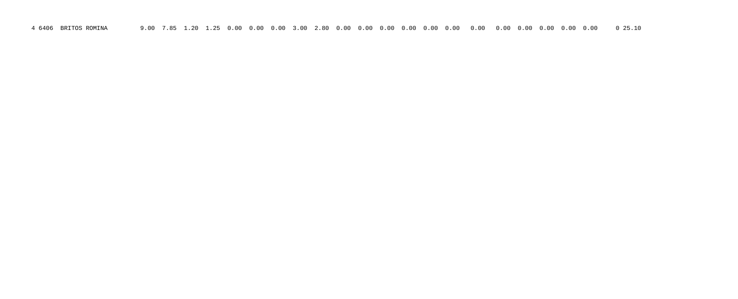4 6406 BRITOS ROMINA 9.00 7.85 1.20 1.25 0.00 0.00 0.00 3.00 2.80 0.00 0.00 0.00 0.00 0.00 0.00 0.00 0.00 0.00 0.00 0.00 0.00 0 25.10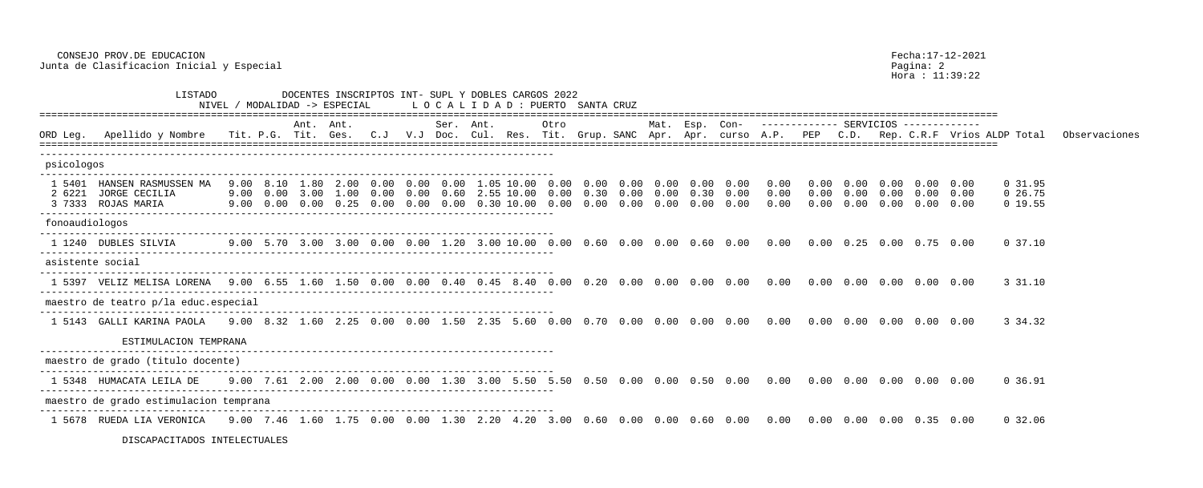CONSEJO PROV.DE EDUCACION
Junta de Clasificacion Inicial y Especial

Fecha:17-12-2021
Hora : 11:39:22

LISTADO DOCENTES INSCRIPTOS INT- SUPL Y DOBLES CARGOS 2022
NIVEL / MODALIDAD -> ESPECIAL    L O C A L I D A D : PUERTO SANTA CRUZ

| ORD | Leg. | Apellido y Nombre | Tit. | P.G. | Ant. Tit. | Ant. Ges. | C.J | V.J | Ser. Doc. | Ant. Cul. | Res. | Otro Tit. | Grup. | SANC | Mat. Apr. | Esp. Apr. | Con-curso | A.P. | PEP | C.D. | Rep. | C.R.F | Vrios | ALDP | Total | Observaciones |
|---|---|---|---|---|---|---|---|---|---|---|---|---|---|---|---|---|---|---|---|---|---|---|---|---|---|---|
| **psicologos** | | | | | | | | | | | | | | | | | | | | | | | | | | |
| 1 | 5401 | HANSEN RASMUSSEN MA | 9.00 | 8.10 | 1.80 | 2.00 | 0.00 | 0.00 | 0.00 | 1.05 | 10.00 | 0.00 | 0.00 | 0.00 | 0.00 | 0.00 | 0.00 | 0.00 | 0.00 | 0.00 | 0.00 | 0.00 | 0.00 | 0 | 31.95 | |
| 2 | 6221 | JORGE CECILIA | 9.00 | 0.00 | 3.00 | 1.00 | 0.00 | 0.00 | 0.60 | 2.55 | 10.00 | 0.00 | 0.30 | 0.00 | 0.00 | 0.30 | 0.00 | 0.00 | 0.00 | 0.00 | 0.00 | 0.00 | 0.00 | 0 | 26.75 | |
| 3 | 7333 | ROJAS MARIA | 9.00 | 0.00 | 0.00 | 0.25 | 0.00 | 0.00 | 0.00 | 0.30 | 10.00 | 0.00 | 0.00 | 0.00 | 0.00 | 0.00 | 0.00 | 0.00 | 0.00 | 0.00 | 0.00 | 0.00 | 0.00 | 0 | 19.55 | |
| **fonoaudiologos** | | | | | | | | | | | | | | | | | | | | | | | | | | |
| 1 | 1240 | DUBLES SILVIA | 9.00 | 5.70 | 3.00 | 3.00 | 0.00 | 0.00 | 1.20 | 3.00 | 10.00 | 0.00 | 0.60 | 0.00 | 0.00 | 0.60 | 0.00 | 0.00 | 0.00 | 0.25 | 0.00 | 0.75 | 0.00 | 0 | 37.10 | |
| **asistente social** | | | | | | | | | | | | | | | | | | | | | | | | | | |
| 1 | 5397 | VELIZ MELISA LORENA | 9.00 | 6.55 | 1.60 | 1.50 | 0.00 | 0.00 | 0.40 | 0.45 | 8.40 | 0.00 | 0.20 | 0.00 | 0.00 | 0.00 | 0.00 | 0.00 | 0.00 | 0.00 | 0.00 | 0.00 | 0.00 | 3 | 31.10 | |
| **maestro de teatro p/la educ.especial** | | | | | | | | | | | | | | | | | | | | | | | | | | |
| 1 | 5143 | GALLI KARINA PAOLA | 9.00 | 8.32 | 1.60 | 2.25 | 0.00 | 0.00 | 1.50 | 2.35 | 5.60 | 0.00 | 0.70 | 0.00 | 0.00 | 0.00 | 0.00 | 0.00 | 0.00 | 0.00 | 0.00 | 0.00 | 0.00 | 3 | 34.32 | |

ESTIMULACION TEMPRANA

| ORD | Leg. | Apellido y Nombre | Tit. | P.G. | Ant. Tit. | Ant. Ges. | C.J | V.J | Ser. Doc. | Ant. Cul. | Res. | Otro Tit. | Grup. | SANC | Mat. Apr. | Esp. Apr. | Con-curso | A.P. | PEP | C.D. | Rep. | C.R.F | Vrios | ALDP | Total | Observaciones |
|---|---|---|---|---|---|---|---|---|---|---|---|---|---|---|---|---|---|---|---|---|---|---|---|---|---|---|
| **maestro de grado (titulo docente)** | | | | | | | | | | | | | | | | | | | | | | | | | | |
| 1 | 5348 | HUMACATA LEILA DE | 9.00 | 7.61 | 2.00 | 2.00 | 0.00 | 0.00 | 1.30 | 3.00 | 5.50 | 5.50 | 0.50 | 0.00 | 0.00 | 0.50 | 0.00 | 0.00 | 0.00 | 0.00 | 0.00 | 0.00 | 0.00 | 0 | 36.91 | |
| **maestro de grado estimulacion temprana** | | | | | | | | | | | | | | | | | | | | | | | | | | |
| 1 | 5678 | RUEDA LIA VERONICA | 9.00 | 7.46 | 1.60 | 1.75 | 0.00 | 0.00 | 1.30 | 2.20 | 4.20 | 3.00 | 0.60 | 0.00 | 0.00 | 0.60 | 0.00 | 0.00 | 0.00 | 0.00 | 0.00 | 0.35 | 0.00 | 0 | 32.06 | |

DISCAPACITADOS INTELECTUALES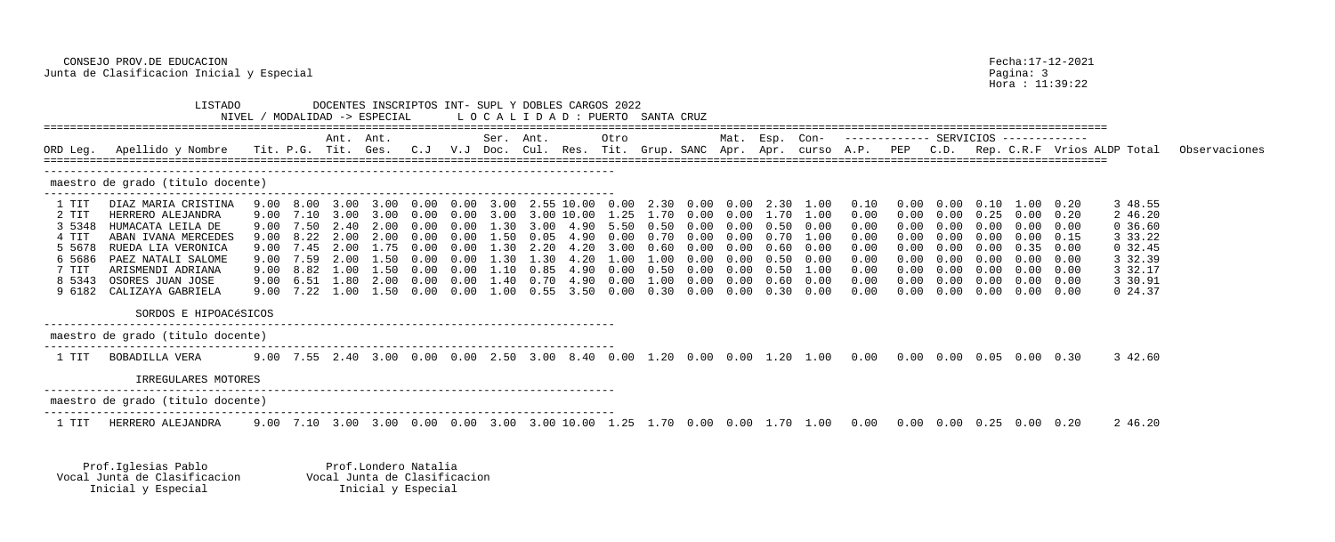CONSEJO PROV.DE EDUCACION
Junta de Clasificacion Inicial y Especial

Fecha:17-12-2021
Pagina: 3
Hora : 11:39:22

LISTADO DOCENTES INSCRIPTOS INT- SUPL Y DOBLES CARGOS 2022
NIVEL / MODALIDAD -> ESPECIAL L O C A L I D A D : PUERTO SANTA CRUZ

| ORD Leg. | Apellido y Nombre | Tit. | P.G. | Ant. Tit. | Ant. Ges. | C.J | V.J | Ser. Doc. | Ant. Cul. | Res. | Otro Tit. | Grup. | SANC | Mat. Apr. | Esp. Apr. | Con- curso | A.P. | PEP | C.D. | Rep. | C.R.F | Vrios | ALDP | Total | Observaciones |
|---|---|---|---|---|---|---|---|---|---|---|---|---|---|---|---|---|---|---|---|---|---|---|---|---|---|
| **maestro de grado (titulo docente)** | | | | | | | | | | | | | | | | | | | | | | | | | |
| 1 TIT | DIAZ MARIA CRISTINA | 9.00 | 8.00 | 3.00 | 3.00 | 0.00 | 0.00 | 3.00 | 2.55 | 10.00 | 0.00 | 2.30 | 0.00 | 0.00 | 2.30 | 1.00 | 0.10 | 0.00 | 0.00 | 0.10 | 1.00 | 0.20 | 3 | 48.55 | |
| 2 TIT | HERRERO ALEJANDRA | 9.00 | 7.10 | 3.00 | 3.00 | 0.00 | 0.00 | 3.00 | 3.00 | 10.00 | 1.25 | 1.70 | 0.00 | 0.00 | 1.70 | 1.00 | 0.00 | 0.00 | 0.00 | 0.25 | 0.00 | 0.20 | 2 | 46.20 | |
| 3 5348 | HUMACATA LEILA DE | 9.00 | 7.50 | 2.40 | 2.00 | 0.00 | 0.00 | 1.30 | 3.00 | 4.90 | 5.50 | 0.50 | 0.00 | 0.00 | 0.50 | 0.00 | 0.00 | 0.00 | 0.00 | 0.00 | 0.00 | 0.00 | 0 | 36.60 | |
| 4 TIT | ABAN IVANA MERCEDES | 9.00 | 8.22 | 2.00 | 2.00 | 0.00 | 0.00 | 1.50 | 0.05 | 4.90 | 0.00 | 0.70 | 0.00 | 0.00 | 0.70 | 1.00 | 0.00 | 0.00 | 0.00 | 0.00 | 0.00 | 0.15 | 3 | 33.22 | |
| 5 5678 | RUEDA LIA VERONICA | 9.00 | 7.45 | 2.00 | 1.75 | 0.00 | 0.00 | 1.30 | 2.20 | 4.20 | 3.00 | 0.60 | 0.00 | 0.00 | 0.60 | 0.00 | 0.00 | 0.00 | 0.00 | 0.00 | 0.00 | 0.00 | 0 | 32.45 | |
| 6 5686 | PAEZ NATALI SALOME | 9.00 | 7.59 | 2.00 | 1.50 | 0.00 | 0.00 | 1.30 | 1.30 | 4.20 | 1.00 | 1.00 | 0.00 | 0.00 | 0.50 | 0.00 | 0.00 | 0.00 | 0.00 | 0.00 | 0.35 | 0.00 | 3 | 32.39 | |
| 7 TIT | ARISMENDI ADRIANA | 9.00 | 8.82 | 1.00 | 1.50 | 0.00 | 0.00 | 1.10 | 0.85 | 4.90 | 0.00 | 0.50 | 0.00 | 0.00 | 0.50 | 1.00 | 0.00 | 0.00 | 0.00 | 0.00 | 0.00 | 0.00 | 3 | 32.17 | |
| 8 5343 | OSORES JUAN JOSE | 9.00 | 6.51 | 1.80 | 2.00 | 0.00 | 0.00 | 1.40 | 0.70 | 4.90 | 0.00 | 1.00 | 0.00 | 0.00 | 0.60 | 0.00 | 0.00 | 0.00 | 0.00 | 0.00 | 0.00 | 0.00 | 3 | 30.91 | |
| 9 6182 | CALIZAYA GABRIELA | 9.00 | 7.22 | 1.00 | 1.50 | 0.00 | 0.00 | 1.00 | 0.55 | 3.50 | 0.00 | 0.30 | 0.00 | 0.00 | 0.30 | 0.00 | 0.00 | 0.00 | 0.00 | 0.00 | 0.00 | 0.00 | 0 | 24.37 | |
| **SORDOS E HIPOACéSICOS** | | | | | | | | | | | | | | | | | | | | | | | | | |
| **maestro de grado (titulo docente)** | | | | | | | | | | | | | | | | | | | | | | | | | |
| 1 TIT | BOBADILLA VERA | 9.00 | 7.55 | 2.40 | 3.00 | 0.00 | 0.00 | 2.50 | 3.00 | 8.40 | 0.00 | 1.20 | 0.00 | 0.00 | 1.20 | 1.00 | 0.00 | 0.00 | 0.00 | 0.05 | 0.00 | 0.30 | 3 | 42.60 | |
| **IRREGULARES MOTORES** | | | | | | | | | | | | | | | | | | | | | | | | | |
| **maestro de grado (titulo docente)** | | | | | | | | | | | | | | | | | | | | | | | | | |
| 1 TIT | HERRERO ALEJANDRA | 9.00 | 7.10 | 3.00 | 3.00 | 0.00 | 0.00 | 3.00 | 3.00 | 10.00 | 1.25 | 1.70 | 0.00 | 0.00 | 1.70 | 1.00 | 0.00 | 0.00 | 0.00 | 0.25 | 0.00 | 0.20 | 2 | 46.20 | |

Prof.Iglesias Pablo
Vocal Junta de Clasificacion
Inicial y Especial

Prof.Londero Natalia
Vocal Junta de Clasificacion
Inicial y Especial